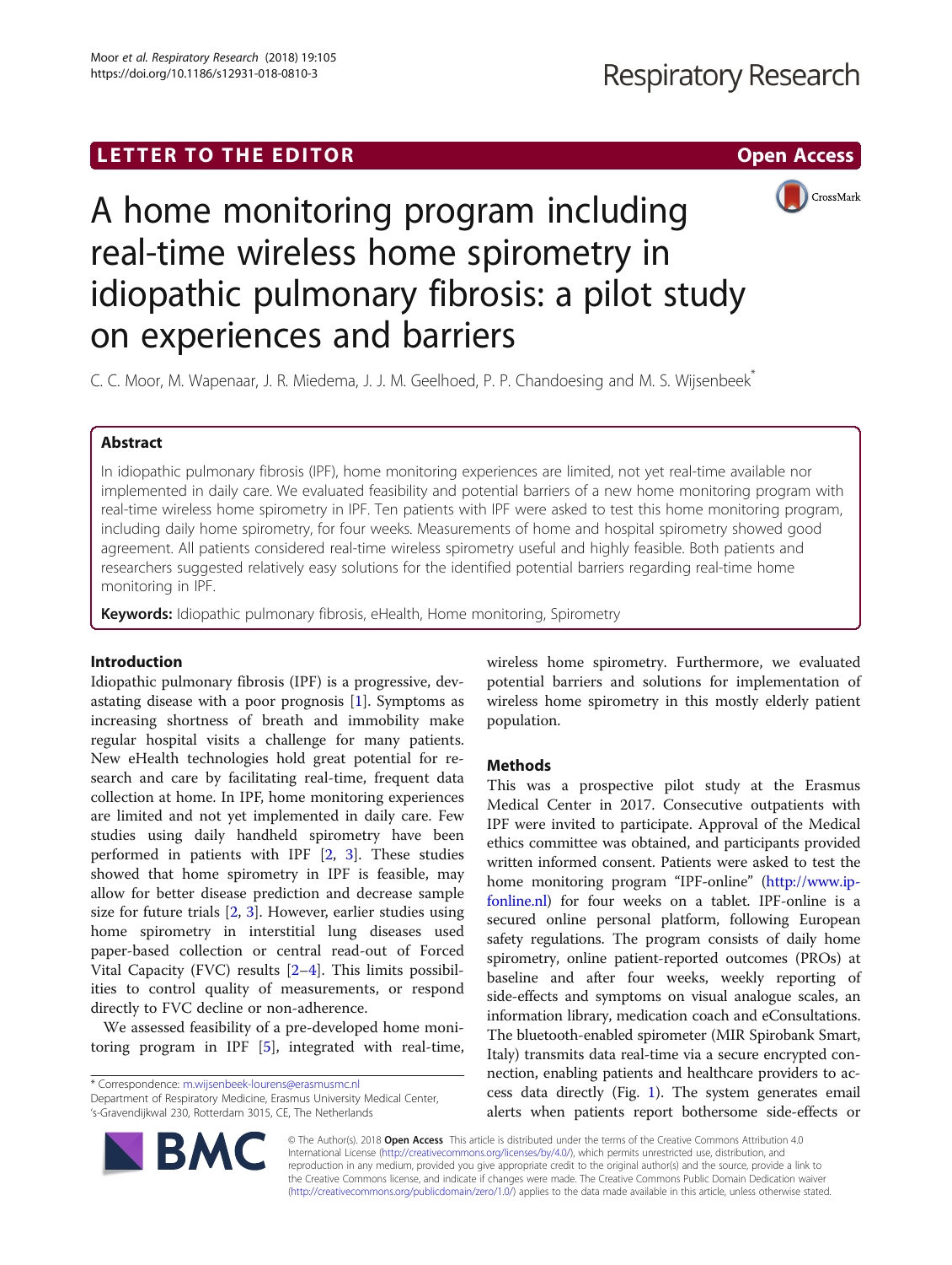LETTER TO THE EDITOR

Open Access

# A home monitoring program including real-time wireless home spirometry in idiopathic pulmonary fibrosis: a pilot study on experiences and barriers

C. C. Moor, M. Wapenaar, J. R. Miedema, J. J. M. Geelhoed, P. P. Chandoesing and M. S. Wijsenbeek*

## Abstract

In idiopathic pulmonary fibrosis (IPF), home monitoring experiences are limited, not yet real-time available nor implemented in daily care. We evaluated feasibility and potential barriers of a new home monitoring program with real-time wireless home spirometry in IPF. Ten patients with IPF were asked to test this home monitoring program, including daily home spirometry, for four weeks. Measurements of home and hospital spirometry showed good agreement. All patients considered real-time wireless spirometry useful and highly feasible. Both patients and researchers suggested relatively easy solutions for the identified potential barriers regarding real-time home monitoring in IPF.

**Keywords:** Idiopathic pulmonary fibrosis, eHealth, Home monitoring, Spirometry

## Introduction

Idiopathic pulmonary fibrosis (IPF) is a progressive, devastating disease with a poor prognosis [1]. Symptoms as increasing shortness of breath and immobility make regular hospital visits a challenge for many patients. New eHealth technologies hold great potential for research and care by facilitating real-time, frequent data collection at home. In IPF, home monitoring experiences are limited and not yet implemented in daily care. Few studies using daily handheld spirometry have been performed in patients with IPF [2, 3]. These studies showed that home spirometry in IPF is feasible, may allow for better disease prediction and decrease sample size for future trials [2, 3]. However, earlier studies using home spirometry in interstitial lung diseases used paper-based collection or central read-out of Forced Vital Capacity (FVC) results [2–4]. This limits possibilities to control quality of measurements, or respond directly to FVC decline or non-adherence.

We assessed feasibility of a pre-developed home monitoring program in IPF [5], integrated with real-time, wireless home spirometry. Furthermore, we evaluated potential barriers and solutions for implementation of wireless home spirometry in this mostly elderly patient population.

## Methods

This was a prospective pilot study at the Erasmus Medical Center in 2017. Consecutive outpatients with IPF were invited to participate. Approval of the Medical ethics committee was obtained, and participants provided written informed consent. Patients were asked to test the home monitoring program "IPF-online" (http://www.ipfonline.nl) for four weeks on a tablet. IPF-online is a secured online personal platform, following European safety regulations. The program consists of daily home spirometry, online patient-reported outcomes (PROs) at baseline and after four weeks, weekly reporting of side-effects and symptoms on visual analogue scales, an information library, medication coach and eConsultations. The bluetooth-enabled spirometer (MIR Spirobank Smart, Italy) transmits data real-time via a secure encrypted connection, enabling patients and healthcare providers to access data directly (Fig. 1). The system generates email alerts when patients report bothersome side-effects or

* Correspondence: m.wijsenbeek-lourens@erasmusmc.nl
Department of Respiratory Medicine, Erasmus University Medical Center, 's-Gravendijkwal 230, Rotterdam 3015, CE, The Netherlands

© The Author(s). 2018 **Open Access** This article is distributed under the terms of the Creative Commons Attribution 4.0 International License (http://creativecommons.org/licenses/by/4.0/), which permits unrestricted use, distribution, and reproduction in any medium, provided you give appropriate credit to the original author(s) and the source, provide a link to the Creative Commons license, and indicate if changes were made. The Creative Commons Public Domain Dedication waiver (http://creativecommons.org/publicdomain/zero/1.0/) applies to the data made available in this article, unless otherwise stated.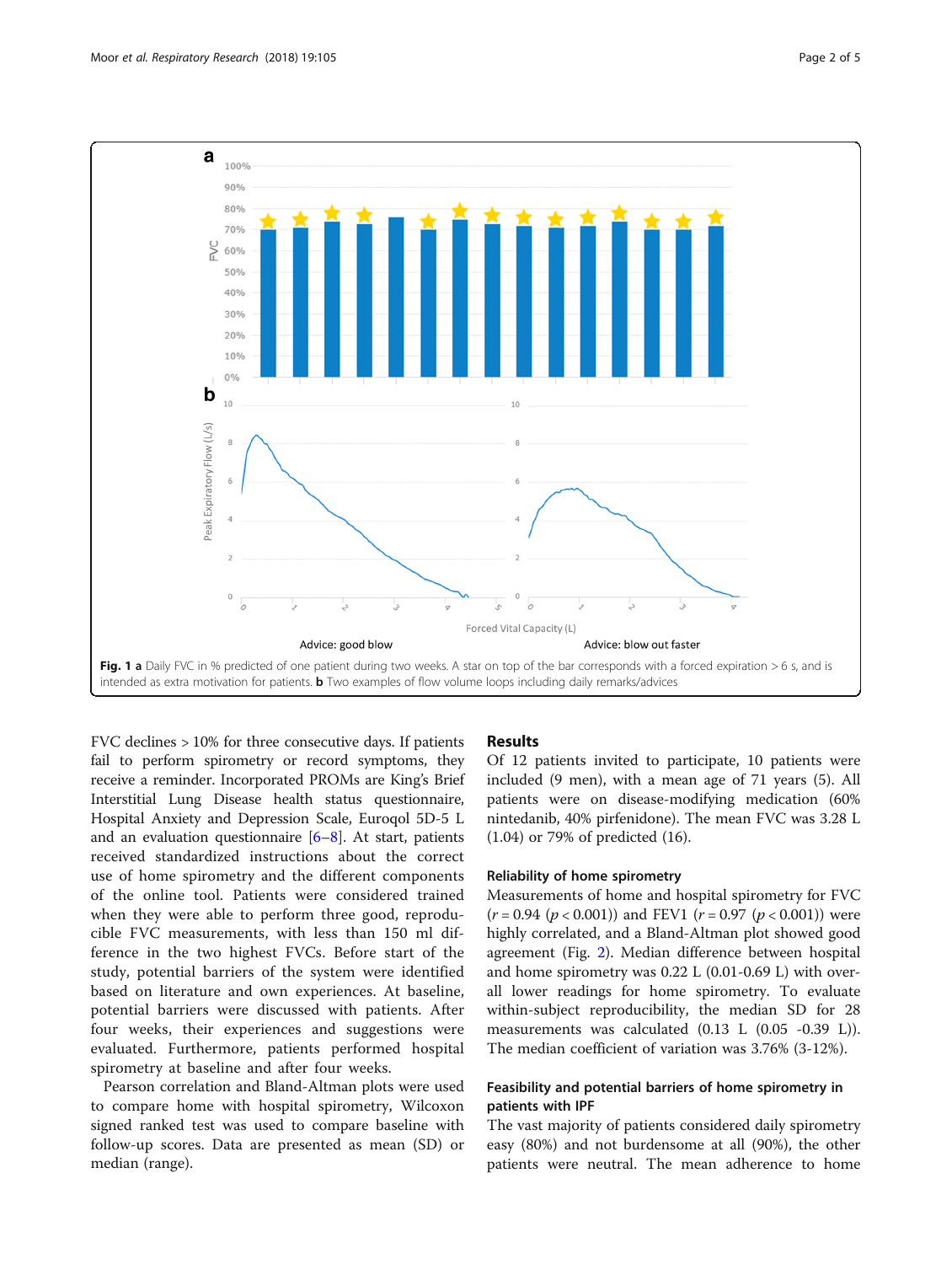Fig. 1 a Daily FVC in % predicted of one patient during two weeks. A star on top of the bar corresponds with a forced expiration > 6 s, and is intended as extra motivation for patients. b Two examples of flow volume loops including daily remarks/advices

FVC declines > 10% for three consecutive days. If patients fail to perform spirometry or record symptoms, they receive a reminder. Incorporated PROMs are King's Brief Interstitial Lung Disease health status questionnaire, Hospital Anxiety and Depression Scale, Euroqol 5D-5 L and an evaluation questionnaire [6–8]. At start, patients received standardized instructions about the correct use of home spirometry and the different components of the online tool. Patients were considered trained when they were able to perform three good, reproducible FVC measurements, with less than 150 ml difference in the two highest FVCs. Before start of the study, potential barriers of the system were identified based on literature and own experiences. At baseline, potential barriers were discussed with patients. After four weeks, their experiences and suggestions were evaluated. Furthermore, patients performed hospital spirometry at baseline and after four weeks.

Pearson correlation and Bland-Altman plots were used to compare home with hospital spirometry, Wilcoxon signed ranked test was used to compare baseline with follow-up scores. Data are presented as mean (SD) or median (range).

## Results

Of 12 patients invited to participate, 10 patients were included (9 men), with a mean age of 71 years (5). All patients were on disease-modifying medication (60% nintedanib, 40% pirfenidone). The mean FVC was 3.28 L (1.04) or 79% of predicted (16).

### Reliability of home spirometry

Measurements of home and hospital spirometry for FVC ($r = 0.94$ ($p < 0.001$)) and FEV1 ($r = 0.97$ ($p < 0.001$)) were highly correlated, and a Bland-Altman plot showed good agreement (Fig. 2). Median difference between hospital and home spirometry was 0.22 L (0.01-0.69 L) with overall lower readings for home spirometry. To evaluate within-subject reproducibility, the median SD for 28 measurements was calculated (0.13 L (0.05 -0.39 L)). The median coefficient of variation was 3.76% (3-12%).

### Feasibility and potential barriers of home spirometry in patients with IPF

The vast majority of patients considered daily spirometry easy (80%) and not burdensome at all (90%), the other patients were neutral. The mean adherence to home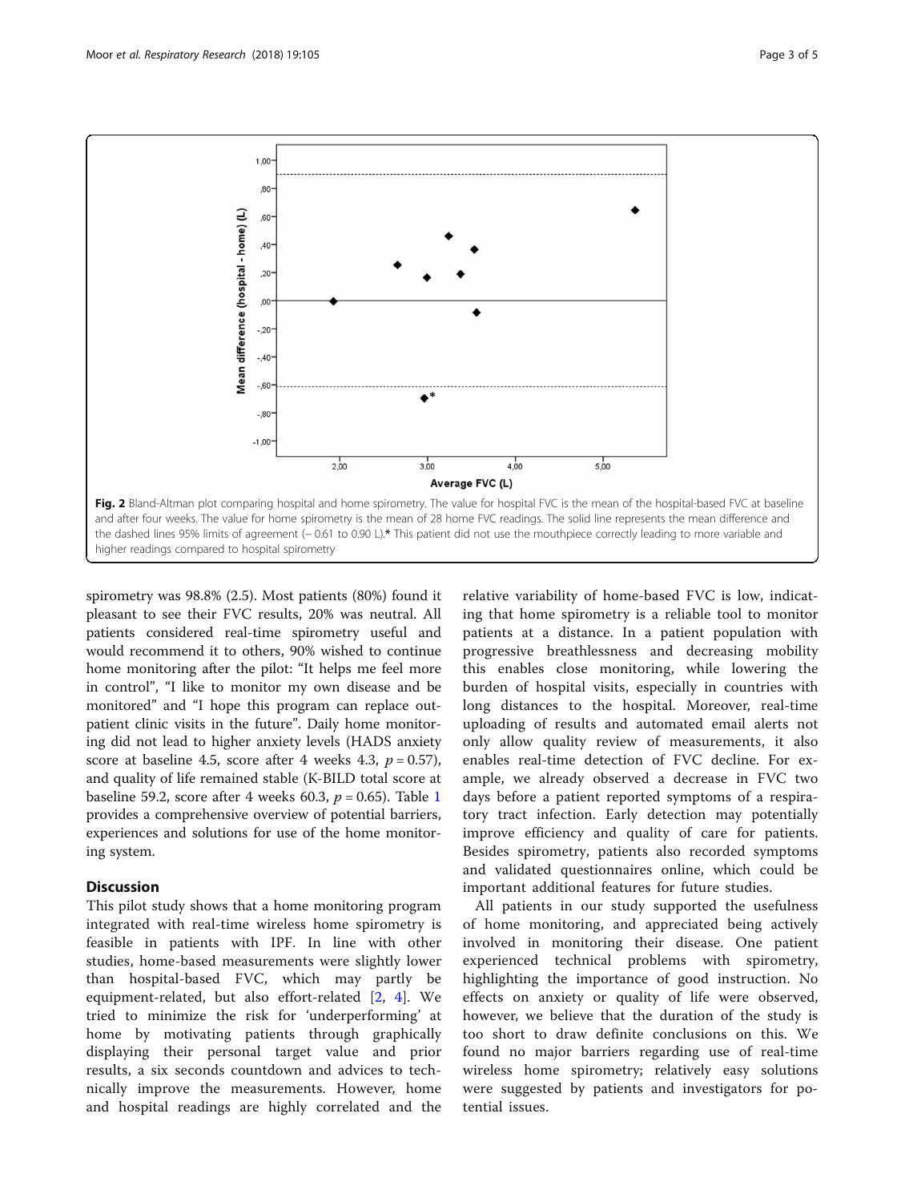Fig. 2 Bland-Altman plot comparing hospital and home spirometry. The value for hospital FVC is the mean of the hospital-based FVC at baseline and after four weeks. The value for home spirometry is the mean of 28 home FVC readings. The solid line represents the mean difference and the dashed lines 95% limits of agreement (− 0.61 to 0.90 L).* This patient did not use the mouthpiece correctly leading to more variable and higher readings compared to hospital spirometry

spirometry was 98.8% (2.5). Most patients (80%) found it pleasant to see their FVC results, 20% was neutral. All patients considered real-time spirometry useful and would recommend it to others, 90% wished to continue home monitoring after the pilot: "It helps me feel more in control", "I like to monitor my own disease and be monitored" and "I hope this program can replace outpatient clinic visits in the future". Daily home monitoring did not lead to higher anxiety levels (HADS anxiety score at baseline 4.5, score after 4 weeks 4.3, $p = 0.57$), and quality of life remained stable (K-BILD total score at baseline 59.2, score after 4 weeks 60.3, $p = 0.65$). Table 1 provides a comprehensive overview of potential barriers, experiences and solutions for use of the home monitoring system.

## Discussion

This pilot study shows that a home monitoring program integrated with real-time wireless home spirometry is feasible in patients with IPF. In line with other studies, home-based measurements were slightly lower than hospital-based FVC, which may partly be equipment-related, but also effort-related [2, 4]. We tried to minimize the risk for 'underperforming' at home by motivating patients through graphically displaying their personal target value and prior results, a six seconds countdown and advices to technically improve the measurements. However, home and hospital readings are highly correlated and the relative variability of home-based FVC is low, indicating that home spirometry is a reliable tool to monitor patients at a distance. In a patient population with progressive breathlessness and decreasing mobility this enables close monitoring, while lowering the burden of hospital visits, especially in countries with long distances to the hospital. Moreover, real-time uploading of results and automated email alerts not only allow quality review of measurements, it also enables real-time detection of FVC decline. For example, we already observed a decrease in FVC two days before a patient reported symptoms of a respiratory tract infection. Early detection may potentially improve efficiency and quality of care for patients. Besides spirometry, patients also recorded symptoms and validated questionnaires online, which could be important additional features for future studies.

All patients in our study supported the usefulness of home monitoring, and appreciated being actively involved in monitoring their disease. One patient experienced technical problems with spirometry, highlighting the importance of good instruction. No effects on anxiety or quality of life were observed, however, we believe that the duration of the study is too short to draw definite conclusions on this. We found no major barriers regarding use of real-time wireless home spirometry; relatively easy solutions were suggested by patients and investigators for potential issues.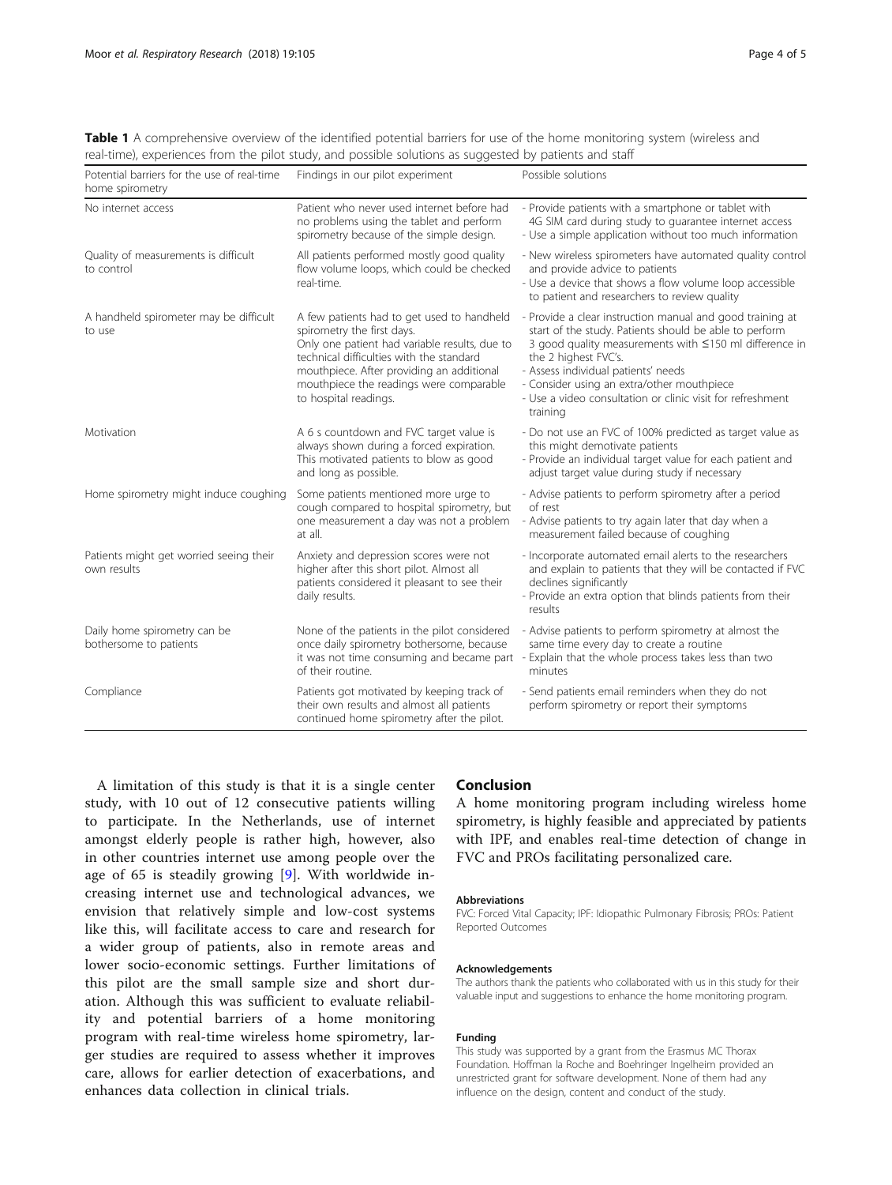**Table 1** A comprehensive overview of the identified potential barriers for use of the home monitoring system (wireless and real-time), experiences from the pilot study, and possible solutions as suggested by patients and staff

| Potential barriers for the use of real-time home spirometry | Findings in our pilot experiment | Possible solutions |
| --- | --- | --- |
| No internet access | Patient who never used internet before had no problems using the tablet and perform spirometry because of the simple design. | - Provide patients with a smartphone or tablet with 4G SIM card during study to guarantee internet access<br>- Use a simple application without too much information |
| Quality of measurements is difficult to control | All patients performed mostly good quality flow volume loops, which could be checked real-time. | - New wireless spirometers have automated quality control and provide advice to patients<br>- Use a device that shows a flow volume loop accessible to patient and researchers to review quality |
| A handheld spirometer may be difficult to use | A few patients had to get used to handheld spirometry the first days. Only one patient had variable results, due to technical difficulties with the standard mouthpiece. After providing an additional mouthpiece the readings were comparable to hospital readings. | - Provide a clear instruction manual and good training at start of the study. Patients should be able to perform 3 good quality measurements with ≤150 ml difference in the 2 highest FVC's.<br>- Assess individual patients' needs<br>- Consider using an extra/other mouthpiece<br>- Use a video consultation or clinic visit for refreshment training |
| Motivation | A 6 s countdown and FVC target value is always shown during a forced expiration. This motivated patients to blow as good and long as possible. | - Do not use an FVC of 100% predicted as target value as this might demotivate patients<br>- Provide an individual target value for each patient and adjust target value during study if necessary |
| Home spirometry might induce coughing | Some patients mentioned more urge to cough compared to hospital spirometry, but one measurement a day was not a problem at all. | - Advise patients to perform spirometry after a period of rest<br>- Advise patients to try again later that day when a measurement failed because of coughing |
| Patients might get worried seeing their own results | Anxiety and depression scores were not higher after this short pilot. Almost all patients considered it pleasant to see their daily results. | - Incorporate automated email alerts to the researchers and explain to patients that they will be contacted if FVC declines significantly<br>- Provide an extra option that blinds patients from their results |
| Daily home spirometry can be bothersome to patients | None of the patients in the pilot considered once daily spirometry bothersome, because it was not time consuming and became part of their routine. | - Advise patients to perform spirometry at almost the same time every day to create a routine<br>- Explain that the whole process takes less than two minutes |
| Compliance | Patients got motivated by keeping track of their own results and almost all patients continued home spirometry after the pilot. | - Send patients email reminders when they do not perform spirometry or report their symptoms |

A limitation of this study is that it is a single center study, with 10 out of 12 consecutive patients willing to participate. In the Netherlands, use of internet amongst elderly people is rather high, however, also in other countries internet use among people over the age of 65 is steadily growing [9]. With worldwide increasing internet use and technological advances, we envision that relatively simple and low-cost systems like this, will facilitate access to care and research for a wider group of patients, also in remote areas and lower socio-economic settings. Further limitations of this pilot are the small sample size and short duration. Although this was sufficient to evaluate reliability and potential barriers of a home monitoring program with real-time wireless home spirometry, larger studies are required to assess whether it improves care, allows for earlier detection of exacerbations, and enhances data collection in clinical trials.

## Conclusion

A home monitoring program including wireless home spirometry, is highly feasible and appreciated by patients with IPF, and enables real-time detection of change in FVC and PROs facilitating personalized care.

#### Abbreviations

FVC: Forced Vital Capacity; IPF: Idiopathic Pulmonary Fibrosis; PROs: Patient Reported Outcomes

#### Acknowledgements

The authors thank the patients who collaborated with us in this study for their valuable input and suggestions to enhance the home monitoring program.

#### Funding

This study was supported by a grant from the Erasmus MC Thorax Foundation. Hoffman la Roche and Boehringer Ingelheim provided an unrestricted grant for software development. None of them had any influence on the design, content and conduct of the study.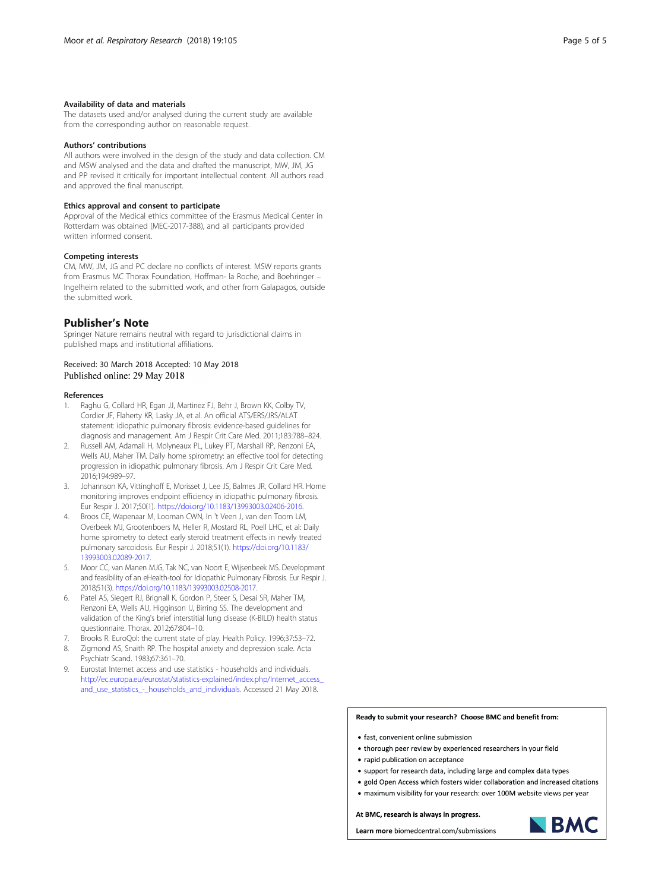### Availability of data and materials

The datasets used and/or analysed during the current study are available from the corresponding author on reasonable request.

### Authors' contributions

All authors were involved in the design of the study and data collection. CM and MSW analysed and the data and drafted the manuscript, MW, JM, JG and PP revised it critically for important intellectual content. All authors read and approved the final manuscript.

### Ethics approval and consent to participate

Approval of the Medical ethics committee of the Erasmus Medical Center in Rotterdam was obtained (MEC-2017-388), and all participants provided written informed consent.

### Competing interests

CM, MW, JM, JG and PC declare no conflicts of interest. MSW reports grants from Erasmus MC Thorax Foundation, Hoffman- la Roche, and Boehringer – Ingelheim related to the submitted work, and other from Galapagos, outside the submitted work.

## Publisher's Note

Springer Nature remains neutral with regard to jurisdictional claims in published maps and institutional affiliations.

Received: 30 March 2018 Accepted: 10 May 2018
Published online: 29 May 2018

### References

1. Raghu G, Collard HR, Egan JJ, Martinez FJ, Behr J, Brown KK, Colby TV, Cordier JF, Flaherty KR, Lasky JA, et al. An official ATS/ERS/JRS/ALAT statement: idiopathic pulmonary fibrosis: evidence-based guidelines for diagnosis and management. Am J Respir Crit Care Med. 2011;183:788–824.
2. Russell AM, Adamali H, Molyneaux PL, Lukey PT, Marshall RP, Renzoni EA, Wells AU, Maher TM. Daily home spirometry: an effective tool for detecting progression in idiopathic pulmonary fibrosis. Am J Respir Crit Care Med. 2016;194:989–97.
3. Johannson KA, Vittinghoff E, Morisset J, Lee JS, Balmes JR, Collard HR. Home monitoring improves endpoint efficiency in idiopathic pulmonary fibrosis. Eur Respir J. 2017;50(1). https://doi.org/10.1183/13993003.02406-2016.
4. Broos CE, Wapenaar M, Looman CWN, In 't Veen J, van den Toorn LM, Overbeek MJ, Grootenboers M, Heller R, Mostard RL, Poell LHC, et al: Daily home spirometry to detect early steroid treatment effects in newly treated pulmonary sarcoidosis. Eur Respir J. 2018;51(1). https://doi.org/10.1183/13993003.02089-2017.
5. Moor CC, van Manen MJG, Tak NC, van Noort E, Wijsenbeek MS. Development and feasibility of an eHealth-tool for Idiopathic Pulmonary Fibrosis. Eur Respir J. 2018;51(3). https://doi.org/10.1183/13993003.02508-2017.
6. Patel AS, Siegert RJ, Brignall K, Gordon P, Steer S, Desai SR, Maher TM, Renzoni EA, Wells AU, Higginson IJ, Birring SS. The development and validation of the King's brief interstitial lung disease (K-BILD) health status questionnaire. Thorax. 2012;67:804–10.
7. Brooks R. EuroQol: the current state of play. Health Policy. 1996;37:53–72.
8. Zigmond AS, Snaith RP. The hospital anxiety and depression scale. Acta Psychiatr Scand. 1983;67:361–70.
9. Eurostat Internet access and use statistics - households and individuals. http://ec.europa.eu/eurostat/statistics-explained/index.php/Internet_access_and_use_statistics_-_households_and_individuals. Accessed 21 May 2018.